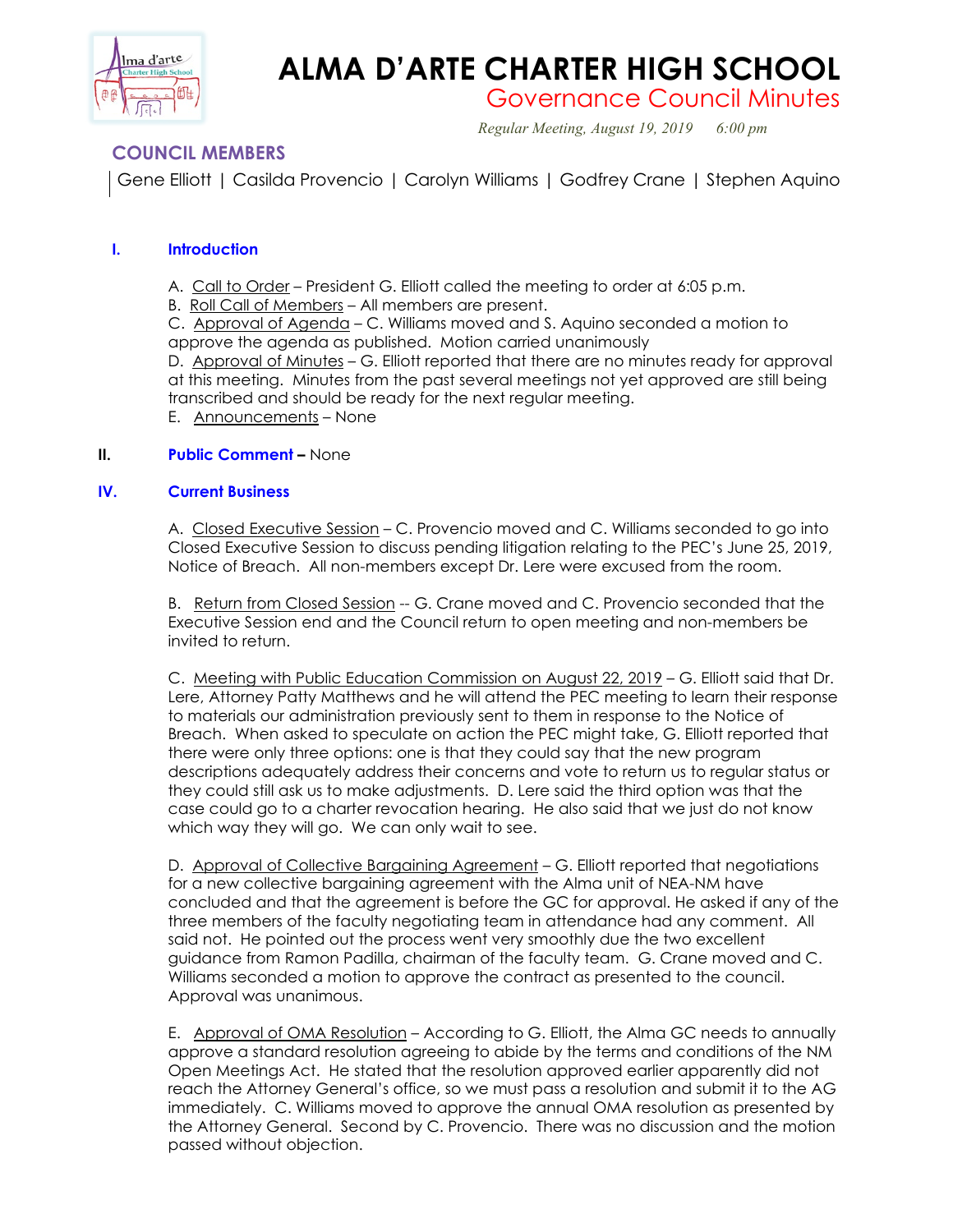# ALMA D'ARTE CHARTER HIGH SCHOOL

## Governance Council Minutes

*Regular Meeting, August 19, 2019 6:00 pm*

### COUNCIL MEMBERS

Gene Elliott | Casilda Provencio | Carolyn Williams | Godfrey Crane | Stephen Aquino

### I. Introduction

A. Call to Order – President G. Elliott called the meeting to order at 6:05 p.m.

B. Roll Call of Members – All members are present.

C. Approval of Agenda – C. Williams moved and S. Aquino seconded a motion to approve the agenda as published. Motion carried unanimously

D. Approval of Minutes – G. Elliott reported that there are no minutes ready for approval at this meeting. Minutes from the past several meetings not yet approved are still being transcribed and should be ready for the next regular meeting.

E. Announcements – None

### II. Public Comment – None

### IV. Current Business

A. Closed Executive Session – C. Provencio moved and C. Williams seconded to go into Closed Executive Session to discuss pending litigation relating to the PEC's June 25, 2019, Notice of Breach. All non-members except Dr. Lere were excused from the room.

B. Return from Closed Session -- G. Crane moved and C. Provencio seconded that the Executive Session end and the Council return to open meeting and non-members be invited to return.

C. Meeting with Public Education Commission on August 22, 2019 – G. Elliott said that Dr. Lere, Attorney Patty Matthews and he will attend the PEC meeting to learn their response to materials our administration previously sent to them in response to the Notice of Breach. When asked to speculate on action the PEC might take, G. Elliott reported that there were only three options: one is that they could say that the new program descriptions adequately address their concerns and vote to return us to regular status or they could still ask us to make adjustments. D. Lere said the third option was that the case could go to a charter revocation hearing. He also said that we just do not know which way they will go. We can only wait to see.

D. Approval of Collective Bargaining Agreement – G. Elliott reported that negotiations for a new collective bargaining agreement with the Alma unit of NEA-NM have concluded and that the agreement is before the GC for approval. He asked if any of the three members of the faculty negotiating team in attendance had any comment. All said not. He pointed out the process went very smoothly due the two excellent guidance from Ramon Padilla, chairman of the faculty team. G. Crane moved and C. Williams seconded a motion to approve the contract as presented to the council. Approval was unanimous.

E. Approval of OMA Resolution – According to G. Elliott, the Alma GC needs to annually approve a standard resolution agreeing to abide by the terms and conditions of the NM Open Meetings Act. He stated that the resolution approved earlier apparently did not reach the Attorney General's office, so we must pass a resolution and submit it to the AG immediately. C. Williams moved to approve the annual OMA resolution as presented by the Attorney General. Second by C. Provencio. There was no discussion and the motion passed without objection.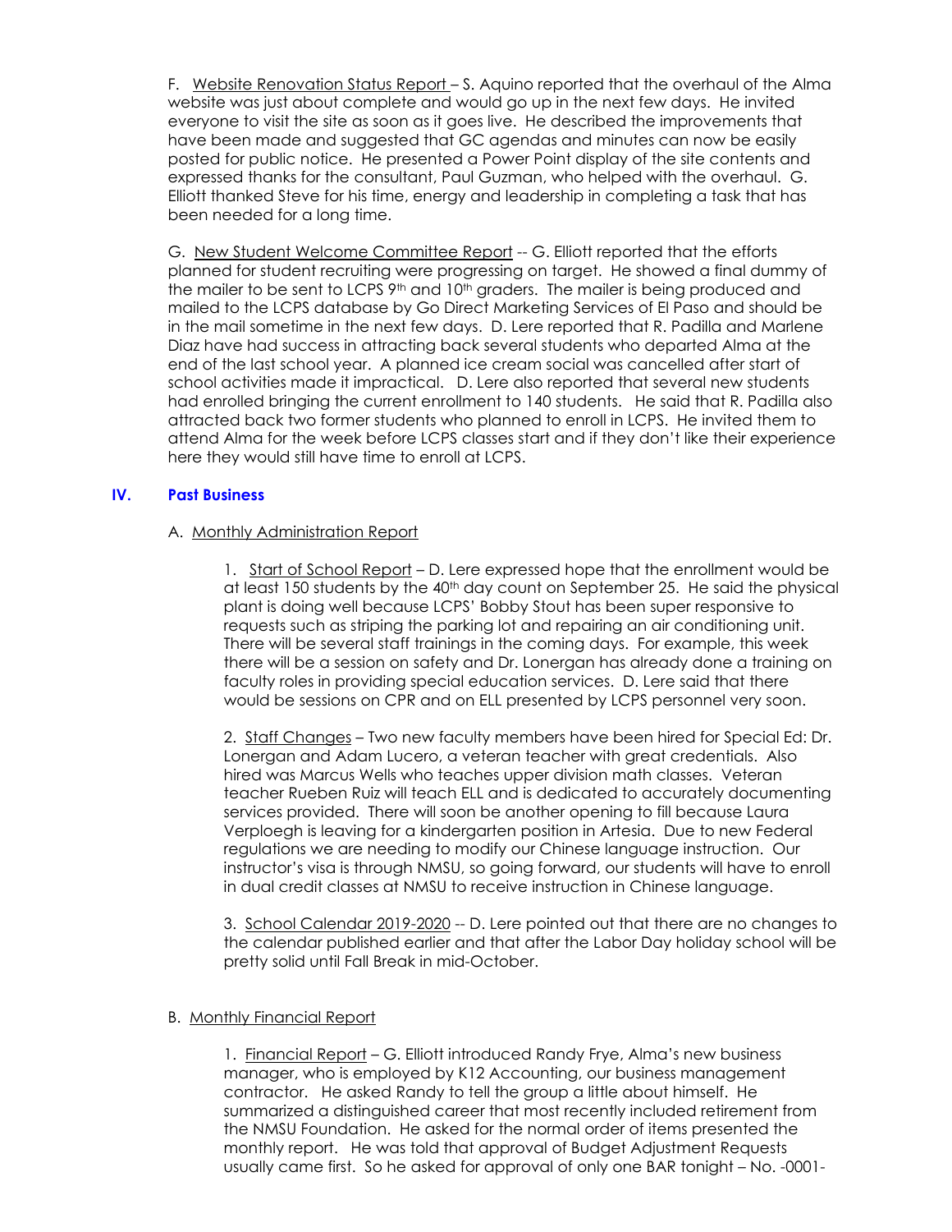F. Website Renovation Status Report – S. Aquino reported that the overhaul of the Alma website was just about complete and would go up in the next few days. He invited everyone to visit the site as soon as it goes live. He described the improvements that have been made and suggested that GC agendas and minutes can now be easily posted for public notice. He presented a Power Point display of the site contents and expressed thanks for the consultant, Paul Guzman, who helped with the overhaul. G. Elliott thanked Steve for his time, energy and leadership in completing a task that has been needed for a long time.

G. New Student Welcome Committee Report -- G. Elliott reported that the efforts planned for student recruiting were progressing on target. He showed a final dummy of the mailer to be sent to LCPS 9th and 10th graders. The mailer is being produced and mailed to the LCPS database by Go Direct Marketing Services of El Paso and should be in the mail sometime in the next few days. D. Lere reported that R. Padilla and Marlene Diaz have had success in attracting back several students who departed Alma at the end of the last school year. A planned ice cream social was cancelled after start of school activities made it impractical. D. Lere also reported that several new students had enrolled bringing the current enrollment to 140 students. He said that R. Padilla also attracted back two former students who planned to enroll in LCPS. He invited them to attend Alma for the week before LCPS classes start and if they don't like their experience here they would still have time to enroll at LCPS.

## IV. Past Business

A. Monthly Administration Report

1. Start of School Report – D. Lere expressed hope that the enrollment would be at least 150 students by the 40th day count on September 25. He said the physical plant is doing well because LCPS' Bobby Stout has been super responsive to requests such as striping the parking lot and repairing an air conditioning unit. There will be several staff trainings in the coming days. For example, this week there will be a session on safety and Dr. Lonergan has already done a training on faculty roles in providing special education services. D. Lere said that there would be sessions on CPR and on ELL presented by LCPS personnel very soon.

2. Staff Changes – Two new faculty members have been hired for Special Ed: Dr. Lonergan and Adam Lucero, a veteran teacher with great credentials. Also hired was Marcus Wells who teaches upper division math classes. Veteran teacher Rueben Ruiz will teach ELL and is dedicated to accurately documenting services provided. There will soon be another opening to fill because Laura Verploegh is leaving for a kindergarten position in Artesia. Due to new Federal regulations we are needing to modify our Chinese language instruction. Our instructor's visa is through NMSU, so going forward, our students will have to enroll in dual credit classes at NMSU to receive instruction in Chinese language.

3. School Calendar 2019-2020 -- D. Lere pointed out that there are no changes to the calendar published earlier and that after the Labor Day holiday school will be pretty solid until Fall Break in mid-October.

B. Monthly Financial Report

1. Financial Report – G. Elliott introduced Randy Frye, Alma's new business manager, who is employed by K12 Accounting, our business management contractor. He asked Randy to tell the group a little about himself. He summarized a distinguished career that most recently included retirement from the NMSU Foundation. He asked for the normal order of items presented the monthly report. He was told that approval of Budget Adjustment Requests usually came first. So he asked for approval of only one BAR tonight – No. -0001-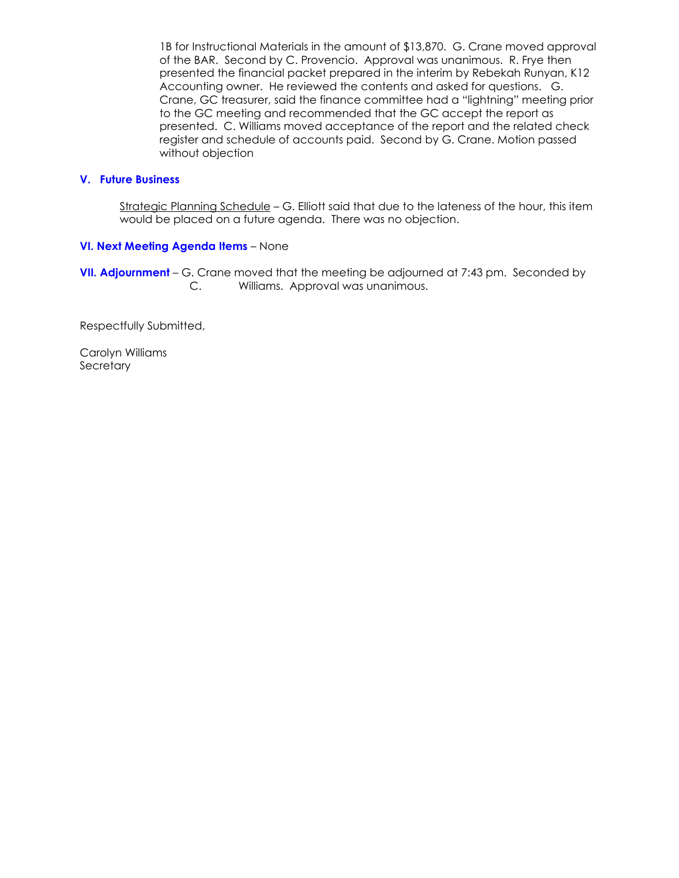1B for Instructional Materials in the amount of $13,870. G. Crane moved approval of the BAR. Second by C. Provencio. Approval was unanimous. R. Frye then presented the financial packet prepared in the interim by Rebekah Runyan, K12 Accounting owner. He reviewed the contents and asked for questions. G. Crane, GC treasurer, said the finance committee had a "lightning" meeting prior to the GC meeting and recommended that the GC accept the report as presented. C. Williams moved acceptance of the report and the related check register and schedule of accounts paid. Second by G. Crane. Motion passed without objection

## V. Future Business

Strategic Planning Schedule – G. Elliott said that due to the lateness of the hour, this item would be placed on a future agenda. There was no objection.

**VI. Next Meeting Agenda Items** – None

**VII. Adjournment** – G. Crane moved that the meeting be adjourned at 7:43 pm. Seconded by C. Williams. Approval was unanimous.

Respectfully Submitted,

Carolyn Williams
Secretary